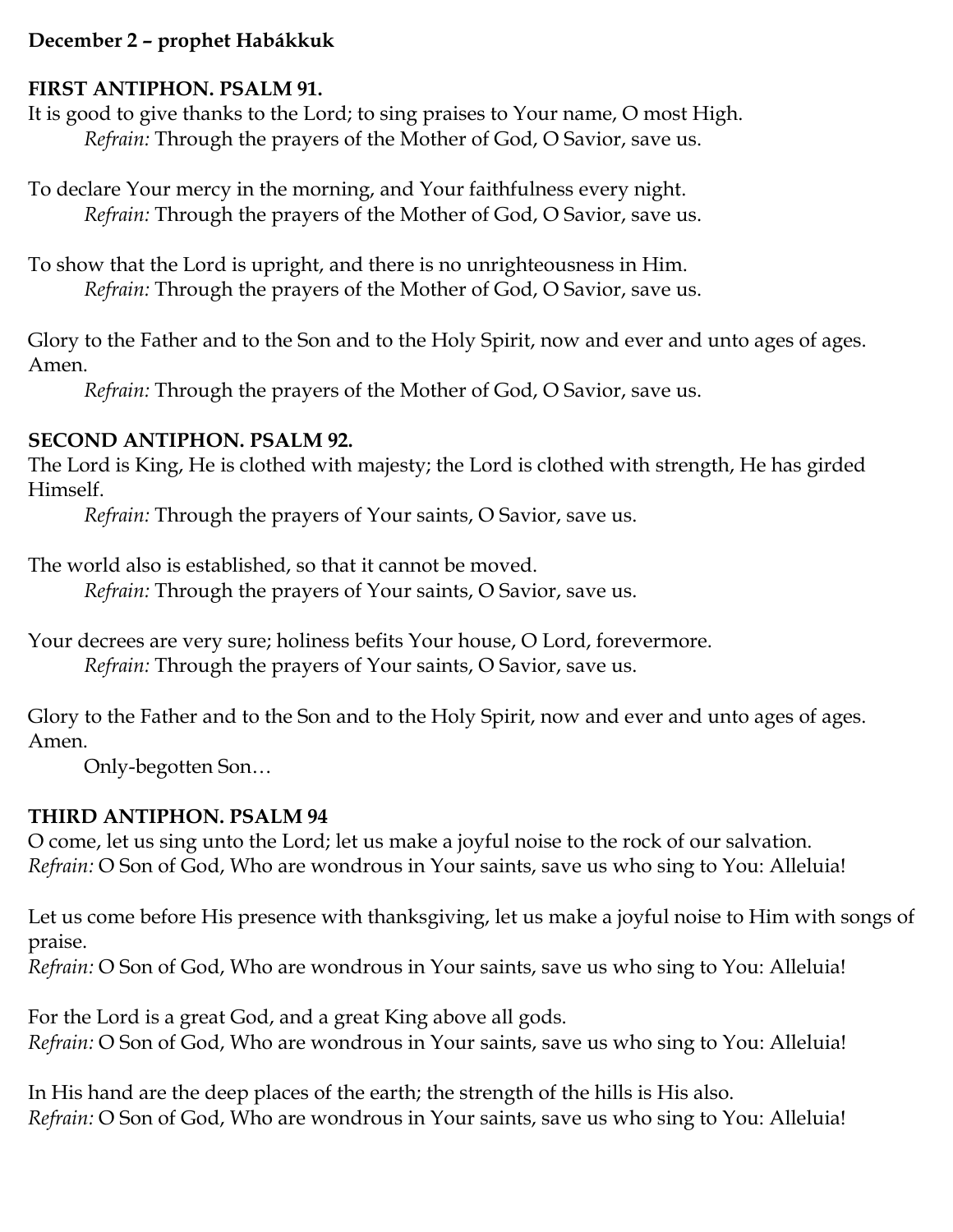**December 2 – prophet Habákkuk**

**FIRST ANTIPHON. PSALM 91.**

It is good to give thanks to the Lord; to sing praises to Your name, O most High.
*Refrain:* Through the prayers of the Mother of God, O Savior, save us.

To declare Your mercy in the morning, and Your faithfulness every night.
*Refrain:* Through the prayers of the Mother of God, O Savior, save us.

To show that the Lord is upright, and there is no unrighteousness in Him.
*Refrain:* Through the prayers of the Mother of God, O Savior, save us.

Glory to the Father and to the Son and to the Holy Spirit, now and ever and unto ages of ages. Amen.
*Refrain:* Through the prayers of the Mother of God, O Savior, save us.

**SECOND ANTIPHON. PSALM 92.**

The Lord is King, He is clothed with majesty; the Lord is clothed with strength, He has girded Himself.
*Refrain:* Through the prayers of Your saints, O Savior, save us.

The world also is established, so that it cannot be moved.
*Refrain:* Through the prayers of Your saints, O Savior, save us.

Your decrees are very sure; holiness befits Your house, O Lord, forevermore.
*Refrain:* Through the prayers of Your saints, O Savior, save us.

Glory to the Father and to the Son and to the Holy Spirit, now and ever and unto ages of ages. Amen.
Only-begotten Son…

**THIRD ANTIPHON. PSALM 94**

O come, let us sing unto the Lord; let us make a joyful noise to the rock of our salvation.
*Refrain:* O Son of God, Who are wondrous in Your saints, save us who sing to You: Alleluia!

Let us come before His presence with thanksgiving, let us make a joyful noise to Him with songs of praise.
*Refrain:* O Son of God, Who are wondrous in Your saints, save us who sing to You: Alleluia!

For the Lord is a great God, and a great King above all gods.
*Refrain:* O Son of God, Who are wondrous in Your saints, save us who sing to You: Alleluia!

In His hand are the deep places of the earth; the strength of the hills is His also.
*Refrain:* O Son of God, Who are wondrous in Your saints, save us who sing to You: Alleluia!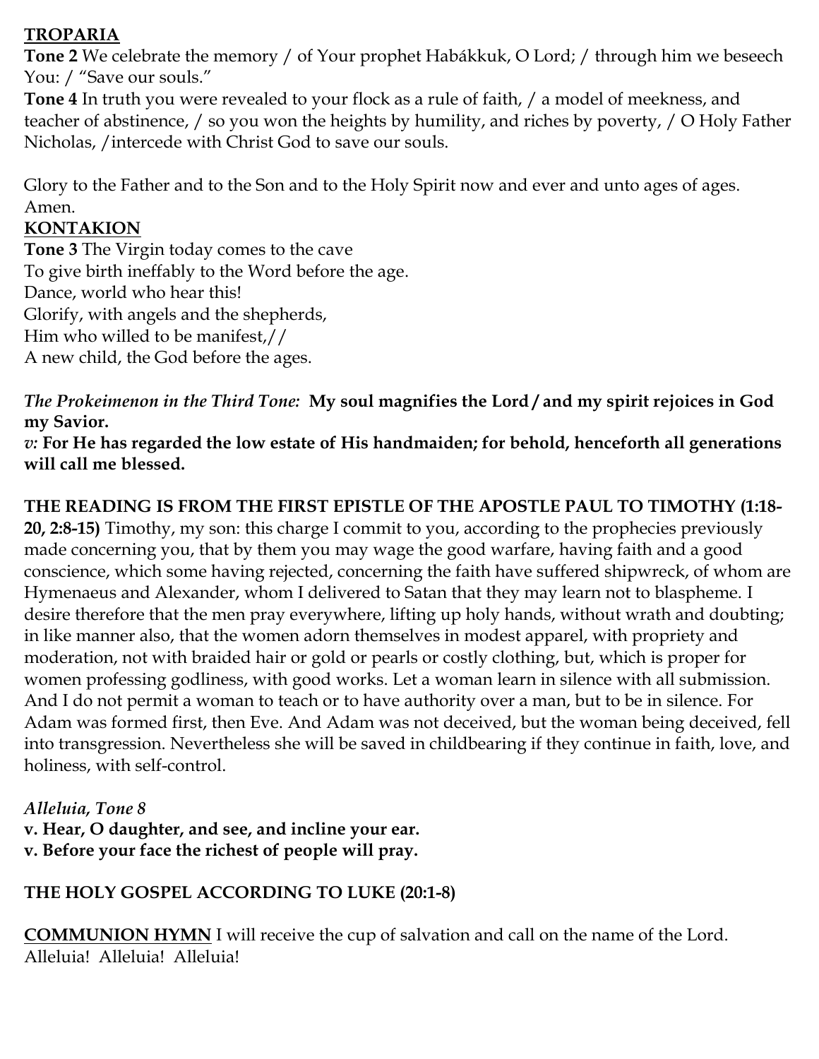**TROPARIA**

**Tone 2** We celebrate the memory / of Your prophet Habákkuk, O Lord; / through him we beseech You: / "Save our souls."

**Tone 4** In truth you were revealed to your flock as a rule of faith, / a model of meekness, and teacher of abstinence, / so you won the heights by humility, and riches by poverty, / O Holy Father Nicholas, /intercede with Christ God to save our souls.

Glory to the Father and to the Son and to the Holy Spirit now and ever and unto ages of ages. Amen.

**KONTAKION**

**Tone 3** The Virgin today comes to the cave
To give birth ineffably to the Word before the age.
Dance, world who hear this!
Glorify, with angels and the shepherds,
Him who willed to be manifest,//
A new child, the God before the ages.

*The Prokeimenon in the Third Tone:* **My soul magnifies the Lord / and my spirit rejoices in God my Savior.**

*v:* **For He has regarded the low estate of His handmaiden; for behold, henceforth all generations will call me blessed.**

**THE READING IS FROM THE FIRST EPISTLE OF THE APOSTLE PAUL TO TIMOTHY (1:18-20, 2:8-15)** Timothy, my son: this charge I commit to you, according to the prophecies previously made concerning you, that by them you may wage the good warfare, having faith and a good conscience, which some having rejected, concerning the faith have suffered shipwreck, of whom are Hymenaeus and Alexander, whom I delivered to Satan that they may learn not to blaspheme. I desire therefore that the men pray everywhere, lifting up holy hands, without wrath and doubting; in like manner also, that the women adorn themselves in modest apparel, with propriety and moderation, not with braided hair or gold or pearls or costly clothing, but, which is proper for women professing godliness, with good works. Let a woman learn in silence with all submission. And I do not permit a woman to teach or to have authority over a man, but to be in silence. For Adam was formed first, then Eve. And Adam was not deceived, but the woman being deceived, fell into transgression. Nevertheless she will be saved in childbearing if they continue in faith, love, and holiness, with self-control.

***Alleluia, Tone 8***

**v. Hear, O daughter, and see, and incline your ear.**
**v. Before your face the richest of people will pray.**

**THE HOLY GOSPEL ACCORDING TO LUKE (20:1-8)**

**COMMUNION HYMN** I will receive the cup of salvation and call on the name of the Lord. Alleluia! Alleluia! Alleluia!